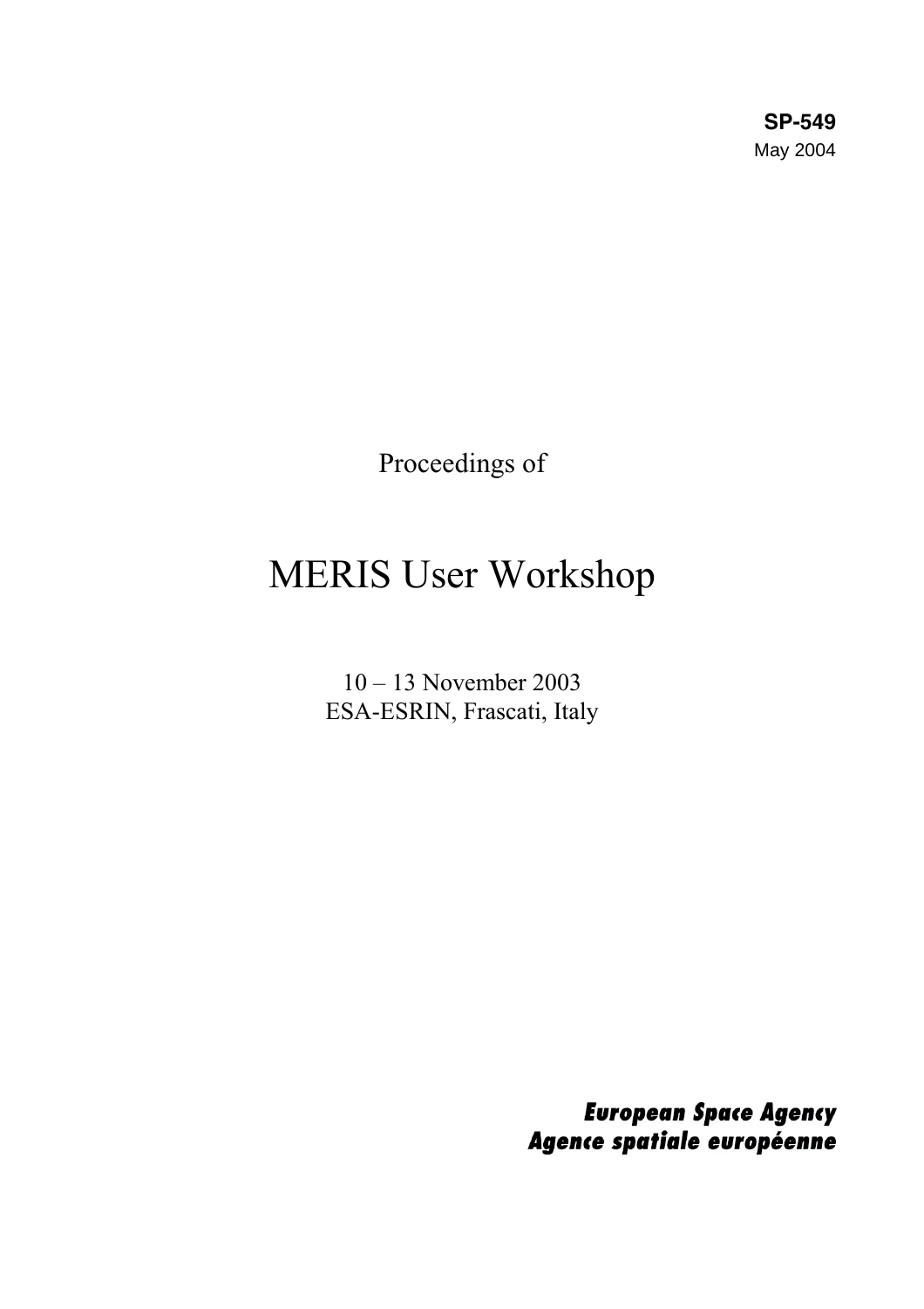**SP-549**
May 2004

Proceedings of

# MERIS User Workshop

10 – 13 November 2003
ESA-ESRIN, Frascati, Italy

***European Space Agency***
***Agence spatiale européenne***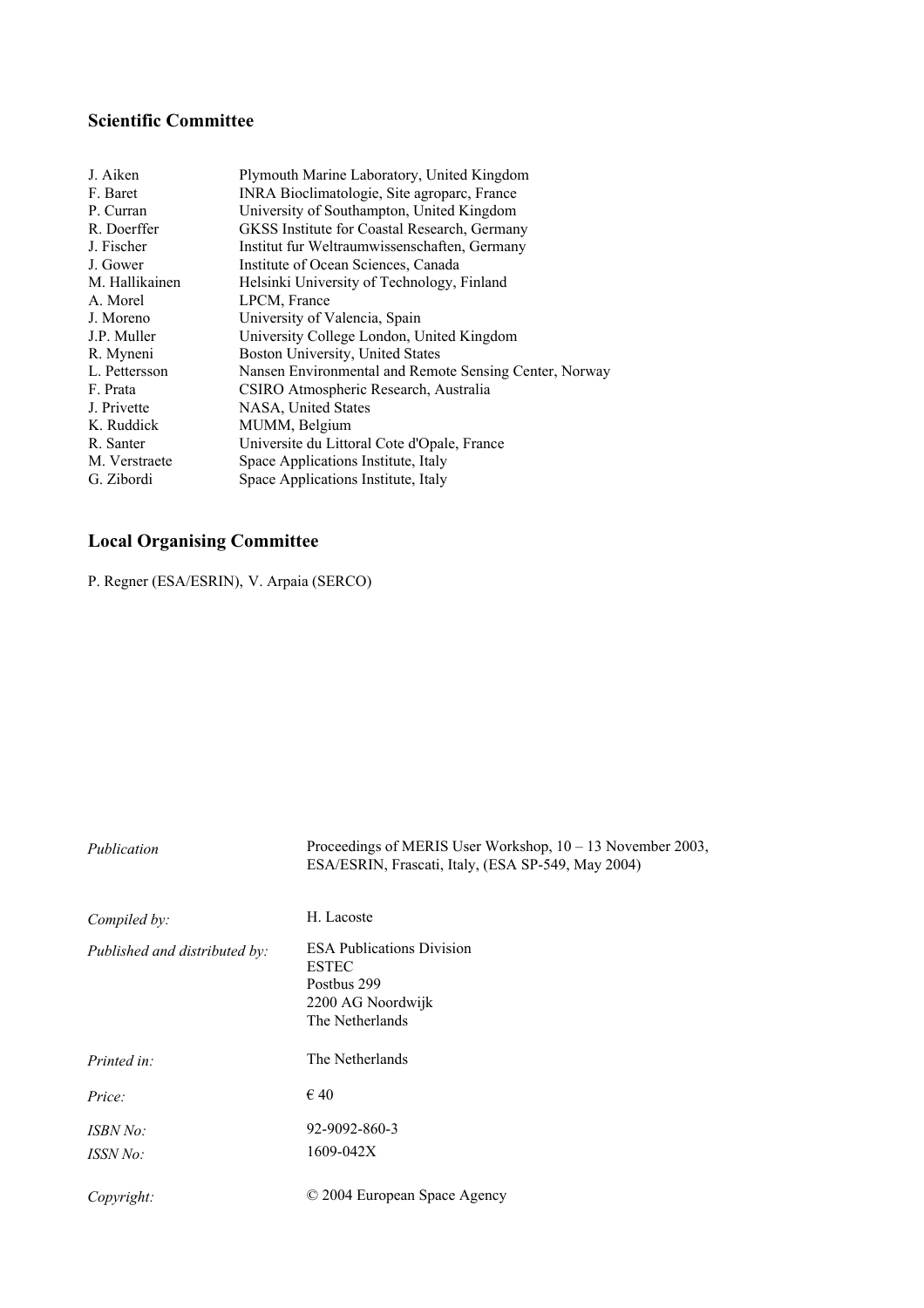## Scientific Committee

| | |
|---|---|
| J. Aiken | Plymouth Marine Laboratory, United Kingdom |
| F. Baret | INRA Bioclimatologie, Site agroparc, France |
| P. Curran | University of Southampton, United Kingdom |
| R. Doerffer | GKSS Institute for Coastal Research, Germany |
| J. Fischer | Institut fur Weltraumwissenschaften, Germany |
| J. Gower | Institute of Ocean Sciences, Canada |
| M. Hallikainen | Helsinki University of Technology, Finland |
| A. Morel | LPCM, France |
| J. Moreno | University of Valencia, Spain |
| J.P. Muller | University College London, United Kingdom |
| R. Myneni | Boston University, United States |
| L. Pettersson | Nansen Environmental and Remote Sensing Center, Norway |
| F. Prata | CSIRO Atmospheric Research, Australia |
| J. Privette | NASA, United States |
| K. Ruddick | MUMM, Belgium |
| R. Santer | Universite du Littoral Cote d'Opale, France |
| M. Verstraete | Space Applications Institute, Italy |
| G. Zibordi | Space Applications Institute, Italy |

## Local Organising Committee

P. Regner (ESA/ESRIN), V. Arpaia (SERCO)

| | |
|---|---|
| *Publication* | Proceedings of MERIS User Workshop, 10 – 13 November 2003, ESA/ESRIN, Frascati, Italy, (ESA SP-549, May 2004) |
| *Compiled by:* | H. Lacoste |
| *Published and distributed by:* | ESA Publications Division<br>ESTEC<br>Postbus 299<br>2200 AG Noordwijk<br>The Netherlands |
| *Printed in:* | The Netherlands |
| *Price:* | € 40 |
| *ISBN No:* | 92-9092-860-3 |
| *ISSN No:* | 1609-042X |
| *Copyright:* | © 2004 European Space Agency |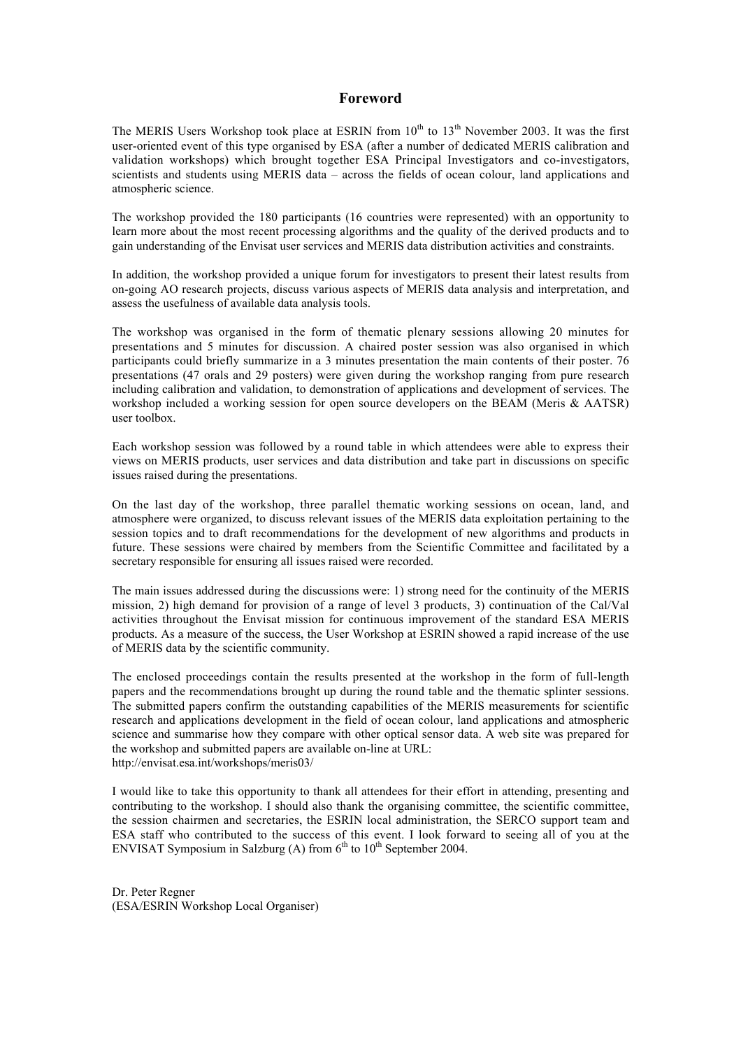# Foreword

The MERIS Users Workshop took place at ESRIN from 10$^{th}$ to 13$^{th}$ November 2003. It was the first user-oriented event of this type organised by ESA (after a number of dedicated MERIS calibration and validation workshops) which brought together ESA Principal Investigators and co-investigators, scientists and students using MERIS data – across the fields of ocean colour, land applications and atmospheric science.

The workshop provided the 180 participants (16 countries were represented) with an opportunity to learn more about the most recent processing algorithms and the quality of the derived products and to gain understanding of the Envisat user services and MERIS data distribution activities and constraints.

In addition, the workshop provided a unique forum for investigators to present their latest results from on-going AO research projects, discuss various aspects of MERIS data analysis and interpretation, and assess the usefulness of available data analysis tools.

The workshop was organised in the form of thematic plenary sessions allowing 20 minutes for presentations and 5 minutes for discussion. A chaired poster session was also organised in which participants could briefly summarize in a 3 minutes presentation the main contents of their poster. 76 presentations (47 orals and 29 posters) were given during the workshop ranging from pure research including calibration and validation, to demonstration of applications and development of services. The workshop included a working session for open source developers on the BEAM (Meris & AATSR) user toolbox.

Each workshop session was followed by a round table in which attendees were able to express their views on MERIS products, user services and data distribution and take part in discussions on specific issues raised during the presentations.

On the last day of the workshop, three parallel thematic working sessions on ocean, land, and atmosphere were organized, to discuss relevant issues of the MERIS data exploitation pertaining to the session topics and to draft recommendations for the development of new algorithms and products in future. These sessions were chaired by members from the Scientific Committee and facilitated by a secretary responsible for ensuring all issues raised were recorded.

The main issues addressed during the discussions were: 1) strong need for the continuity of the MERIS mission, 2) high demand for provision of a range of level 3 products, 3) continuation of the Cal/Val activities throughout the Envisat mission for continuous improvement of the standard ESA MERIS products. As a measure of the success, the User Workshop at ESRIN showed a rapid increase of the use of MERIS data by the scientific community.

The enclosed proceedings contain the results presented at the workshop in the form of full-length papers and the recommendations brought up during the round table and the thematic splinter sessions. The submitted papers confirm the outstanding capabilities of the MERIS measurements for scientific research and applications development in the field of ocean colour, land applications and atmospheric science and summarise how they compare with other optical sensor data. A web site was prepared for the workshop and submitted papers are available on-line at URL:
http://envisat.esa.int/workshops/meris03/

I would like to take this opportunity to thank all attendees for their effort in attending, presenting and contributing to the workshop. I should also thank the organising committee, the scientific committee, the session chairmen and secretaries, the ESRIN local administration, the SERCO support team and ESA staff who contributed to the success of this event. I look forward to seeing all of you at the ENVISAT Symposium in Salzburg (A) from 6$^{th}$ to 10$^{th}$ September 2004.

Dr. Peter Regner
(ESA/ESRIN Workshop Local Organiser)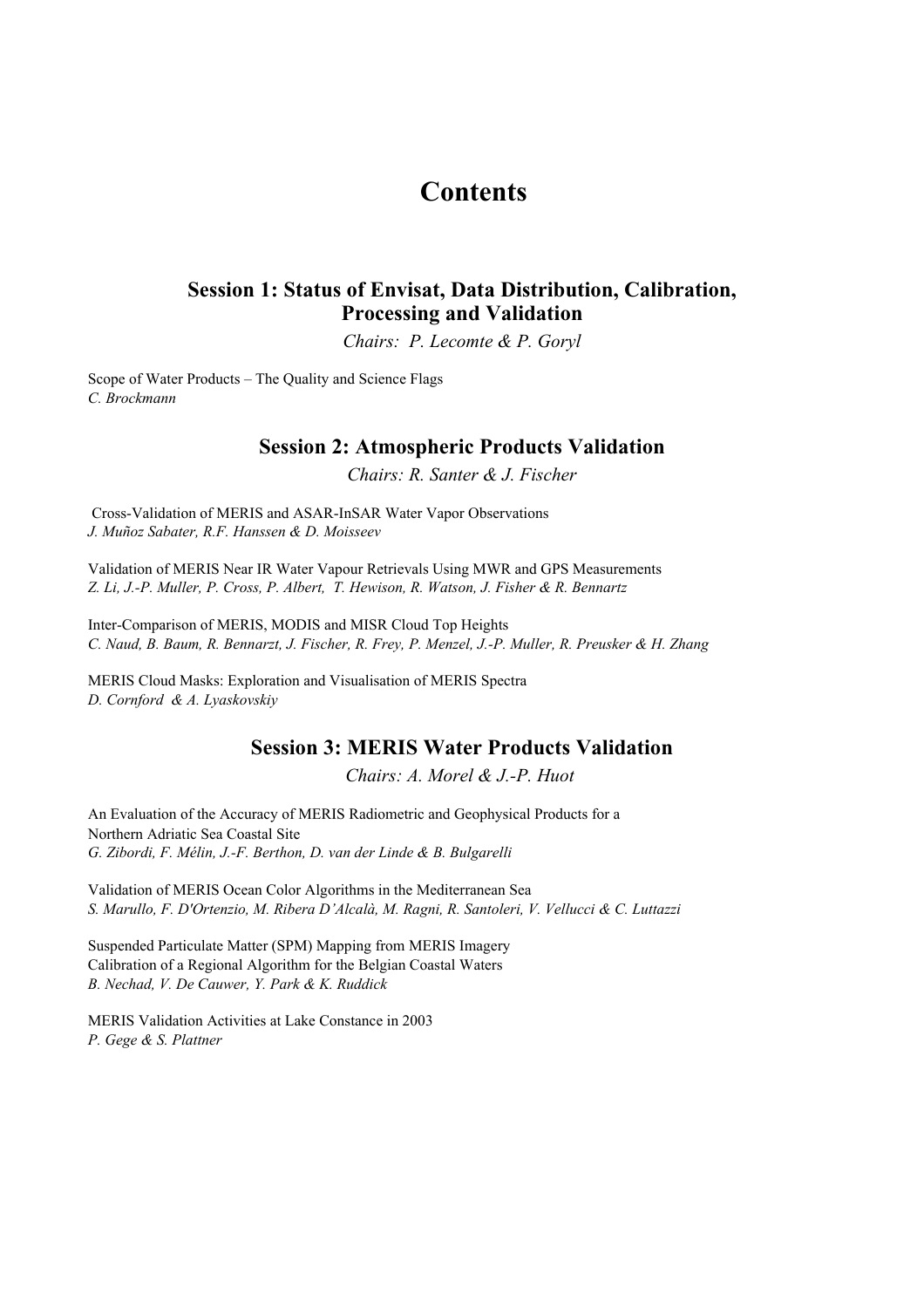# Contents

## Session 1: Status of Envisat, Data Distribution, Calibration, Processing and Validation

*Chairs: P. Lecomte & P. Goryl*

Scope of Water Products – The Quality and Science Flags
*C. Brockmann*

## Session 2: Atmospheric Products Validation

*Chairs: R. Santer & J. Fischer*

Cross-Validation of MERIS and ASAR-InSAR Water Vapor Observations
*J. Muñoz Sabater, R.F. Hanssen & D. Moisseev*

Validation of MERIS Near IR Water Vapour Retrievals Using MWR and GPS Measurements
*Z. Li, J.-P. Muller, P. Cross, P. Albert, T. Hewison, R. Watson, J. Fisher & R. Bennartz*

Inter-Comparison of MERIS, MODIS and MISR Cloud Top Heights
*C. Naud, B. Baum, R. Bennarzt, J. Fischer, R. Frey, P. Menzel, J.-P. Muller, R. Preusker & H. Zhang*

MERIS Cloud Masks: Exploration and Visualisation of MERIS Spectra
*D. Cornford & A. Lyaskovskiy*

## Session 3: MERIS Water Products Validation

*Chairs: A. Morel & J.-P. Huot*

An Evaluation of the Accuracy of MERIS Radiometric and Geophysical Products for a Northern Adriatic Sea Coastal Site
*G. Zibordi, F. Mélin, J.-F. Berthon, D. van der Linde & B. Bulgarelli*

Validation of MERIS Ocean Color Algorithms in the Mediterranean Sea
*S. Marullo, F. D'Ortenzio, M. Ribera D'Alcalà, M. Ragni, R. Santoleri, V. Vellucci & C. Luttazzi*

Suspended Particulate Matter (SPM) Mapping from MERIS Imagery
Calibration of a Regional Algorithm for the Belgian Coastal Waters
*B. Nechad, V. De Cauwer, Y. Park & K. Ruddick*

MERIS Validation Activities at Lake Constance in 2003
*P. Gege & S. Plattner*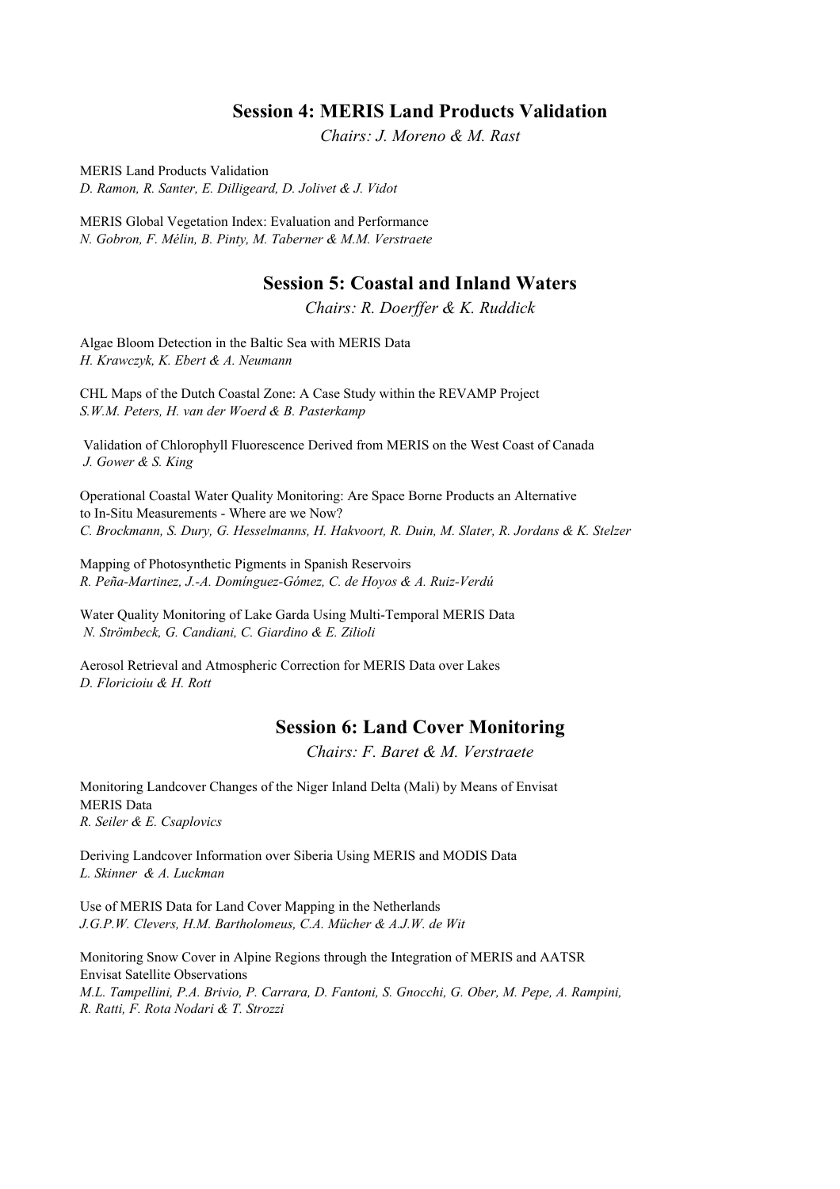## Session 4: MERIS Land Products Validation

*Chairs: J. Moreno & M. Rast*

MERIS Land Products Validation
*D. Ramon, R. Santer, E. Dilligeard, D. Jolivet & J. Vidot*

MERIS Global Vegetation Index: Evaluation and Performance
*N. Gobron, F. Mélin, B. Pinty, M. Taberner & M.M. Verstraete*

## Session 5: Coastal and Inland Waters

*Chairs: R. Doerffer & K. Ruddick*

Algae Bloom Detection in the Baltic Sea with MERIS Data
*H. Krawczyk, K. Ebert & A. Neumann*

CHL Maps of the Dutch Coastal Zone: A Case Study within the REVAMP Project
*S.W.M. Peters, H. van der Woerd & B. Pasterkamp*

Validation of Chlorophyll Fluorescence Derived from MERIS on the West Coast of Canada
*J. Gower & S. King*

Operational Coastal Water Quality Monitoring: Are Space Borne Products an Alternative to In-Situ Measurements - Where are we Now?
*C. Brockmann, S. Dury, G. Hesselmanns, H. Hakvoort, R. Duin, M. Slater, R. Jordans & K. Stelzer*

Mapping of Photosynthetic Pigments in Spanish Reservoirs
*R. Peña-Martinez, J.-A. Domínguez-Gómez, C. de Hoyos & A. Ruiz-Verdú*

Water Quality Monitoring of Lake Garda Using Multi-Temporal MERIS Data
*N. Strömbeck, G. Candiani, C. Giardino & E. Zilioli*

Aerosol Retrieval and Atmospheric Correction for MERIS Data over Lakes
*D. Floricioiu & H. Rott*

## Session 6: Land Cover Monitoring

*Chairs: F. Baret & M. Verstraete*

Monitoring Landcover Changes of the Niger Inland Delta (Mali) by Means of Envisat MERIS Data
*R. Seiler & E. Csaplovics*

Deriving Landcover Information over Siberia Using MERIS and MODIS Data
*L. Skinner & A. Luckman*

Use of MERIS Data for Land Cover Mapping in the Netherlands
*J.G.P.W. Clevers, H.M. Bartholomeus, C.A. Mücher & A.J.W. de Wit*

Monitoring Snow Cover in Alpine Regions through the Integration of MERIS and AATSR Envisat Satellite Observations
*M.L. Tampellini, P.A. Brivio, P. Carrara, D. Fantoni, S. Gnocchi, G. Ober, M. Pepe, A. Rampini, R. Ratti, F. Rota Nodari & T. Strozzi*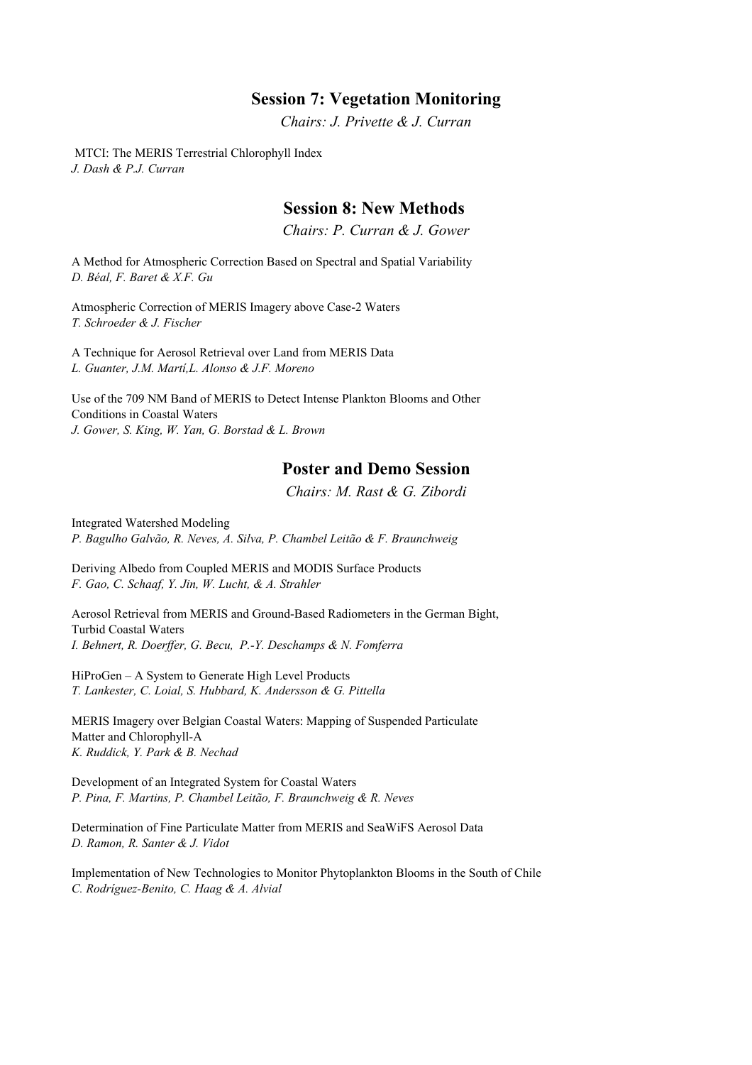## Session 7: Vegetation Monitoring

*Chairs: J. Privette & J. Curran*

MTCI: The MERIS Terrestrial Chlorophyll Index
*J. Dash & P.J. Curran*

## Session 8: New Methods

*Chairs: P. Curran & J. Gower*

A Method for Atmospheric Correction Based on Spectral and Spatial Variability
*D. Béal, F. Baret & X.F. Gu*

Atmospheric Correction of MERIS Imagery above Case-2 Waters
*T. Schroeder & J. Fischer*

A Technique for Aerosol Retrieval over Land from MERIS Data
*L. Guanter, J.M. Martí,L. Alonso & J.F. Moreno*

Use of the 709 NM Band of MERIS to Detect Intense Plankton Blooms and Other Conditions in Coastal Waters
*J. Gower, S. King, W. Yan, G. Borstad & L. Brown*

## Poster and Demo Session

*Chairs: M. Rast & G. Zibordi*

Integrated Watershed Modeling
*P. Bagulho Galvão, R. Neves, A. Silva, P. Chambel Leitão & F. Braunchweig*

Deriving Albedo from Coupled MERIS and MODIS Surface Products
*F. Gao, C. Schaaf, Y. Jin, W. Lucht, & A. Strahler*

Aerosol Retrieval from MERIS and Ground-Based Radiometers in the German Bight, Turbid Coastal Waters
*I. Behnert, R. Doerffer, G. Becu, P.-Y. Deschamps & N. Fomferra*

HiProGen – A System to Generate High Level Products
*T. Lankester, C. Loial, S. Hubbard, K. Andersson & G. Pittella*

MERIS Imagery over Belgian Coastal Waters: Mapping of Suspended Particulate Matter and Chlorophyll-A
*K. Ruddick, Y. Park & B. Nechad*

Development of an Integrated System for Coastal Waters
*P. Pina, F. Martins, P. Chambel Leitão, F. Braunchweig & R. Neves*

Determination of Fine Particulate Matter from MERIS and SeaWiFS Aerosol Data
*D. Ramon, R. Santer & J. Vidot*

Implementation of New Technologies to Monitor Phytoplankton Blooms in the South of Chile
*C. Rodríguez-Benito, C. Haag & A. Alvial*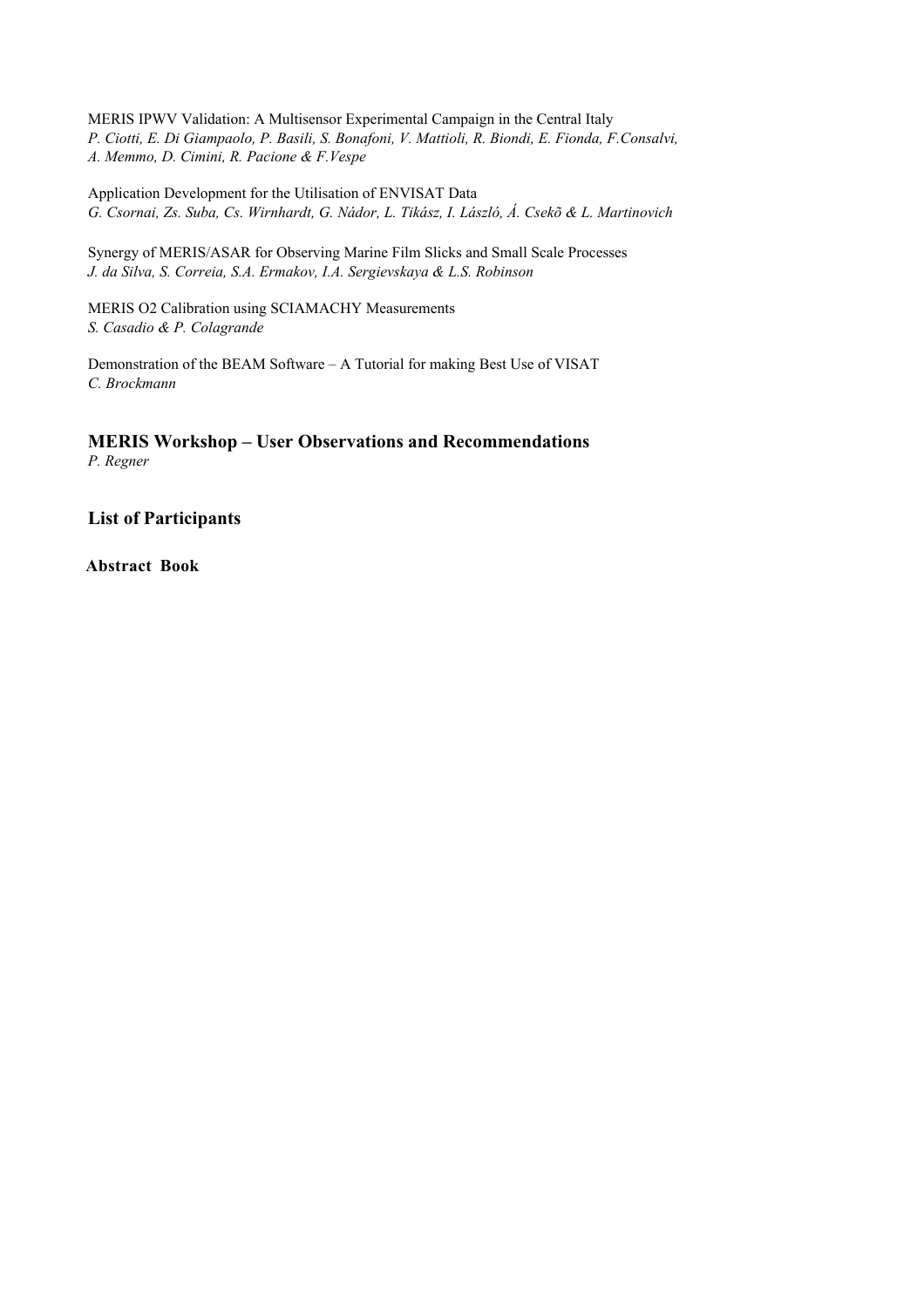MERIS IPWV Validation: A Multisensor Experimental Campaign in the Central Italy
*P. Ciotti, E. Di Giampaolo, P. Basili, S. Bonafoni, V. Mattioli, R. Biondi, E. Fionda, F.Consalvi, A. Memmo, D. Cimini, R. Pacione & F.Vespe*

Application Development for the Utilisation of ENVISAT Data
*G. Csornai, Zs. Suba, Cs. Wirnhardt, G. Nádor, L. Tikász, I. László, Á. Csekõ & L. Martinovich*

Synergy of MERIS/ASAR for Observing Marine Film Slicks and Small Scale Processes
*J. da Silva, S. Correia, S.A. Ermakov, I.A. Sergievskaya & L.S. Robinson*

MERIS O2 Calibration using SCIAMACHY Measurements
*S. Casadio & P. Colagrande*

Demonstration of the BEAM Software – A Tutorial for making Best Use of VISAT
*C. Brockmann*

## MERIS Workshop – User Observations and Recommendations

*P. Regner*

## List of Participants

**Abstract Book**